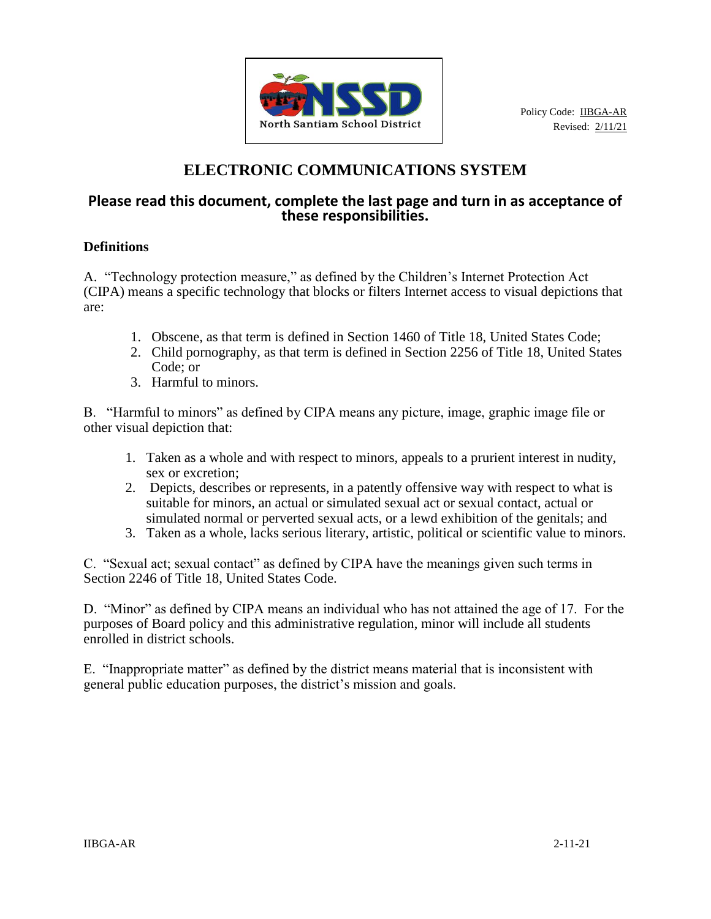North Santiam School District

Policy Code: IIBGA-AR
Revised: 2/11/21

# ELECTRONIC COMMUNICATIONS SYSTEM

## Please read this document, complete the last page and turn in as acceptance of these responsibilities.

### Definitions

A. "Technology protection measure," as defined by the Children's Internet Protection Act (CIPA) means a specific technology that blocks or filters Internet access to visual depictions that are:

1. Obscene, as that term is defined in Section 1460 of Title 18, United States Code;
2. Child pornography, as that term is defined in Section 2256 of Title 18, United States Code; or
3. Harmful to minors.

B. "Harmful to minors" as defined by CIPA means any picture, image, graphic image file or other visual depiction that:

1. Taken as a whole and with respect to minors, appeals to a prurient interest in nudity, sex or excretion;
2. Depicts, describes or represents, in a patently offensive way with respect to what is suitable for minors, an actual or simulated sexual act or sexual contact, actual or simulated normal or perverted sexual acts, or a lewd exhibition of the genitals; and
3. Taken as a whole, lacks serious literary, artistic, political or scientific value to minors.

C. "Sexual act; sexual contact" as defined by CIPA have the meanings given such terms in Section 2246 of Title 18, United States Code.

D. "Minor" as defined by CIPA means an individual who has not attained the age of 17. For the purposes of Board policy and this administrative regulation, minor will include all students enrolled in district schools.

E. "Inappropriate matter" as defined by the district means material that is inconsistent with general public education purposes, the district's mission and goals.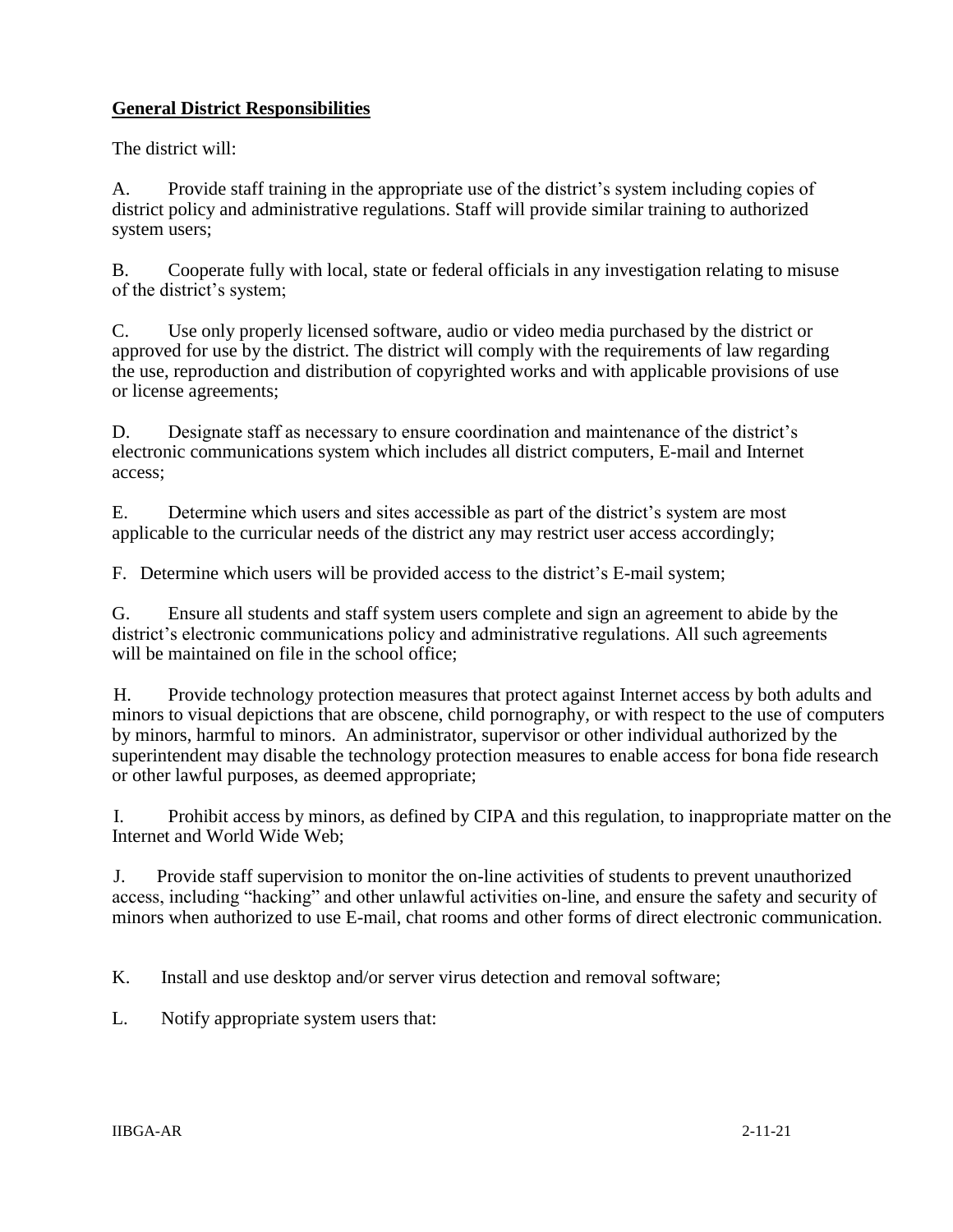## **General District Responsibilities**

The district will:

A. Provide staff training in the appropriate use of the district's system including copies of district policy and administrative regulations. Staff will provide similar training to authorized system users;

B. Cooperate fully with local, state or federal officials in any investigation relating to misuse of the district's system;

C. Use only properly licensed software, audio or video media purchased by the district or approved for use by the district. The district will comply with the requirements of law regarding the use, reproduction and distribution of copyrighted works and with applicable provisions of use or license agreements;

D. Designate staff as necessary to ensure coordination and maintenance of the district's electronic communications system which includes all district computers, E-mail and Internet access;

E. Determine which users and sites accessible as part of the district's system are most applicable to the curricular needs of the district any may restrict user access accordingly;

F. Determine which users will be provided access to the district's E-mail system;

G. Ensure all students and staff system users complete and sign an agreement to abide by the district's electronic communications policy and administrative regulations. All such agreements will be maintained on file in the school office;

H. Provide technology protection measures that protect against Internet access by both adults and minors to visual depictions that are obscene, child pornography, or with respect to the use of computers by minors, harmful to minors. An administrator, supervisor or other individual authorized by the superintendent may disable the technology protection measures to enable access for bona fide research or other lawful purposes, as deemed appropriate;

I. Prohibit access by minors, as defined by CIPA and this regulation, to inappropriate matter on the Internet and World Wide Web;

J. Provide staff supervision to monitor the on-line activities of students to prevent unauthorized access, including "hacking" and other unlawful activities on-line, and ensure the safety and security of minors when authorized to use E-mail, chat rooms and other forms of direct electronic communication.

K. Install and use desktop and/or server virus detection and removal software;

L. Notify appropriate system users that: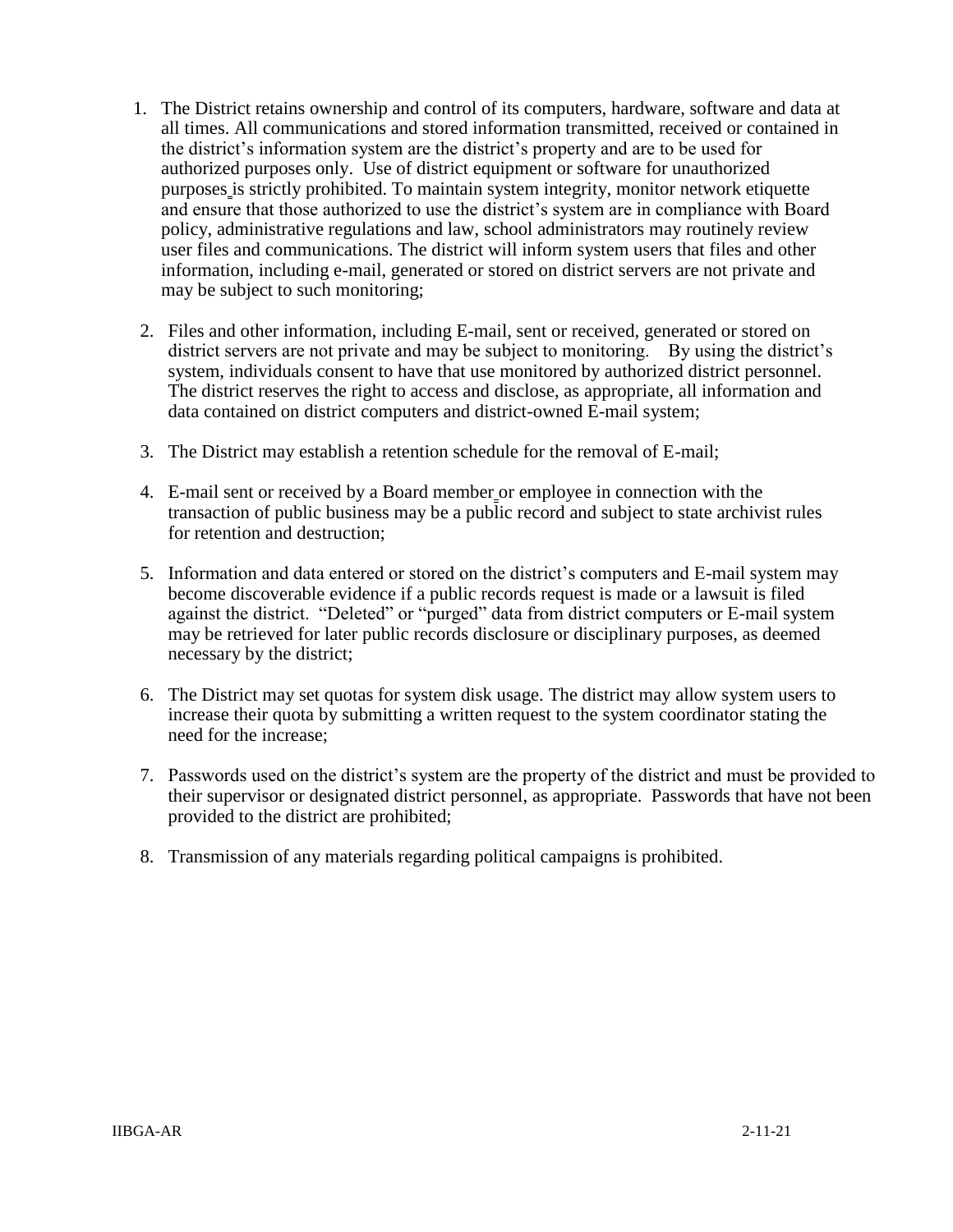1. The District retains ownership and control of its computers, hardware, software and data at all times. All communications and stored information transmitted, received or contained in the district's information system are the district's property and are to be used for authorized purposes only. Use of district equipment or software for unauthorized purposes is strictly prohibited. To maintain system integrity, monitor network etiquette and ensure that those authorized to use the district's system are in compliance with Board policy, administrative regulations and law, school administrators may routinely review user files and communications. The district will inform system users that files and other information, including e-mail, generated or stored on district servers are not private and may be subject to such monitoring;

2. Files and other information, including E-mail, sent or received, generated or stored on district servers are not private and may be subject to monitoring. By using the district's system, individuals consent to have that use monitored by authorized district personnel. The district reserves the right to access and disclose, as appropriate, all information and data contained on district computers and district-owned E-mail system;

3. The District may establish a retention schedule for the removal of E-mail;

4. E-mail sent or received by a Board member or employee in connection with the transaction of public business may be a public record and subject to state archivist rules for retention and destruction;

5. Information and data entered or stored on the district's computers and E-mail system may become discoverable evidence if a public records request is made or a lawsuit is filed against the district. "Deleted" or "purged" data from district computers or E-mail system may be retrieved for later public records disclosure or disciplinary purposes, as deemed necessary by the district;

6. The District may set quotas for system disk usage. The district may allow system users to increase their quota by submitting a written request to the system coordinator stating the need for the increase;

7. Passwords used on the district's system are the property of the district and must be provided to their supervisor or designated district personnel, as appropriate. Passwords that have not been provided to the district are prohibited;

8. Transmission of any materials regarding political campaigns is prohibited.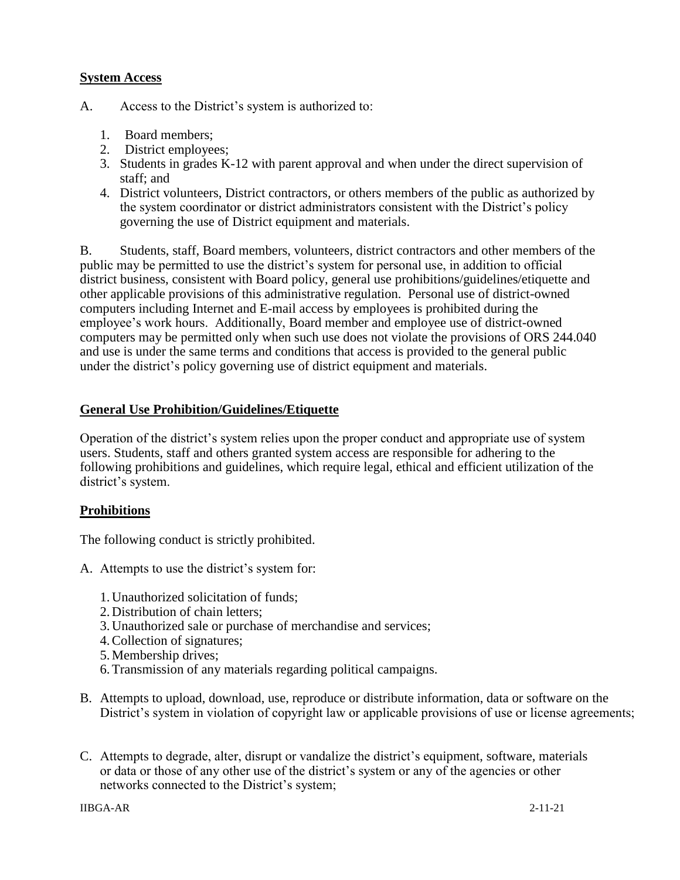**System Access**

A. Access to the District's system is authorized to:

1. Board members;
2. District employees;
3. Students in grades K-12 with parent approval and when under the direct supervision of staff; and
4. District volunteers, District contractors, or others members of the public as authorized by the system coordinator or district administrators consistent with the District's policy governing the use of District equipment and materials.

B. Students, staff, Board members, volunteers, district contractors and other members of the public may be permitted to use the district's system for personal use, in addition to official district business, consistent with Board policy, general use prohibitions/guidelines/etiquette and other applicable provisions of this administrative regulation. Personal use of district-owned computers including Internet and E-mail access by employees is prohibited during the employee's work hours. Additionally, Board member and employee use of district-owned computers may be permitted only when such use does not violate the provisions of ORS 244.040 and use is under the same terms and conditions that access is provided to the general public under the district's policy governing use of district equipment and materials.

**General Use Prohibition/Guidelines/Etiquette**

Operation of the district's system relies upon the proper conduct and appropriate use of system users. Students, staff and others granted system access are responsible for adhering to the following prohibitions and guidelines, which require legal, ethical and efficient utilization of the district's system.

**Prohibitions**

The following conduct is strictly prohibited.

A. Attempts to use the district's system for:

1. Unauthorized solicitation of funds;
2. Distribution of chain letters;
3. Unauthorized sale or purchase of merchandise and services;
4. Collection of signatures;
5. Membership drives;
6. Transmission of any materials regarding political campaigns.

B. Attempts to upload, download, use, reproduce or distribute information, data or software on the District's system in violation of copyright law or applicable provisions of use or license agreements;

C. Attempts to degrade, alter, disrupt or vandalize the district's equipment, software, materials or data or those of any other use of the district's system or any of the agencies or other networks connected to the District's system;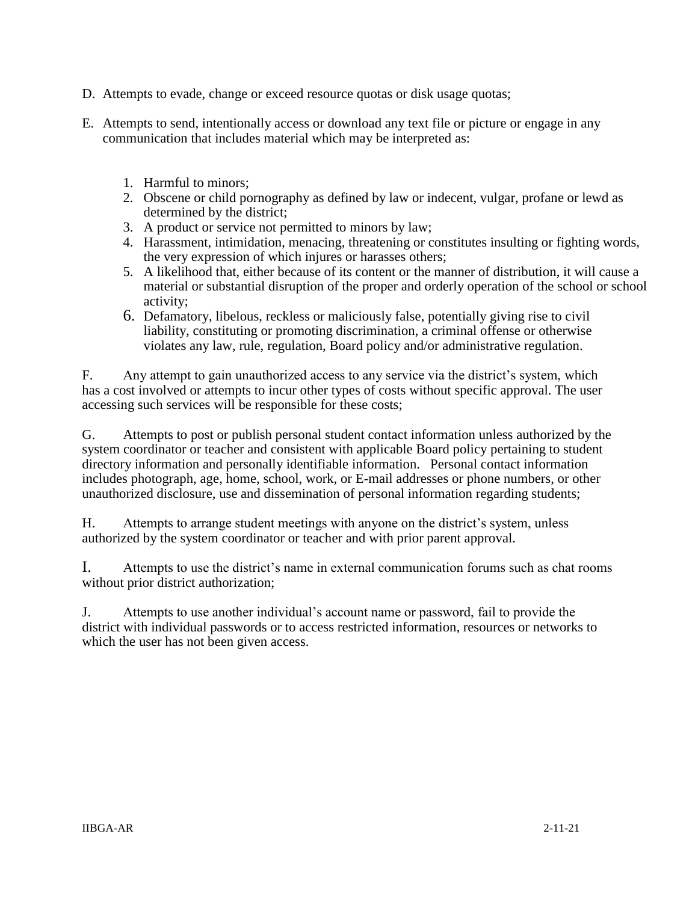D. Attempts to evade, change or exceed resource quotas or disk usage quotas;

E. Attempts to send, intentionally access or download any text file or picture or engage in any communication that includes material which may be interpreted as:

   1. Harmful to minors;
   2. Obscene or child pornography as defined by law or indecent, vulgar, profane or lewd as determined by the district;
   3. A product or service not permitted to minors by law;
   4. Harassment, intimidation, menacing, threatening or constitutes insulting or fighting words, the very expression of which injures or harasses others;
   5. A likelihood that, either because of its content or the manner of distribution, it will cause a material or substantial disruption of the proper and orderly operation of the school or school activity;
   6. Defamatory, libelous, reckless or maliciously false, potentially giving rise to civil liability, constituting or promoting discrimination, a criminal offense or otherwise violates any law, rule, regulation, Board policy and/or administrative regulation.

F. Any attempt to gain unauthorized access to any service via the district's system, which has a cost involved or attempts to incur other types of costs without specific approval. The user accessing such services will be responsible for these costs;

G. Attempts to post or publish personal student contact information unless authorized by the system coordinator or teacher and consistent with applicable Board policy pertaining to student directory information and personally identifiable information. Personal contact information includes photograph, age, home, school, work, or E-mail addresses or phone numbers, or other unauthorized disclosure, use and dissemination of personal information regarding students;

H. Attempts to arrange student meetings with anyone on the district's system, unless authorized by the system coordinator or teacher and with prior parent approval.

I. Attempts to use the district's name in external communication forums such as chat rooms without prior district authorization;

J. Attempts to use another individual's account name or password, fail to provide the district with individual passwords or to access restricted information, resources or networks to which the user has not been given access.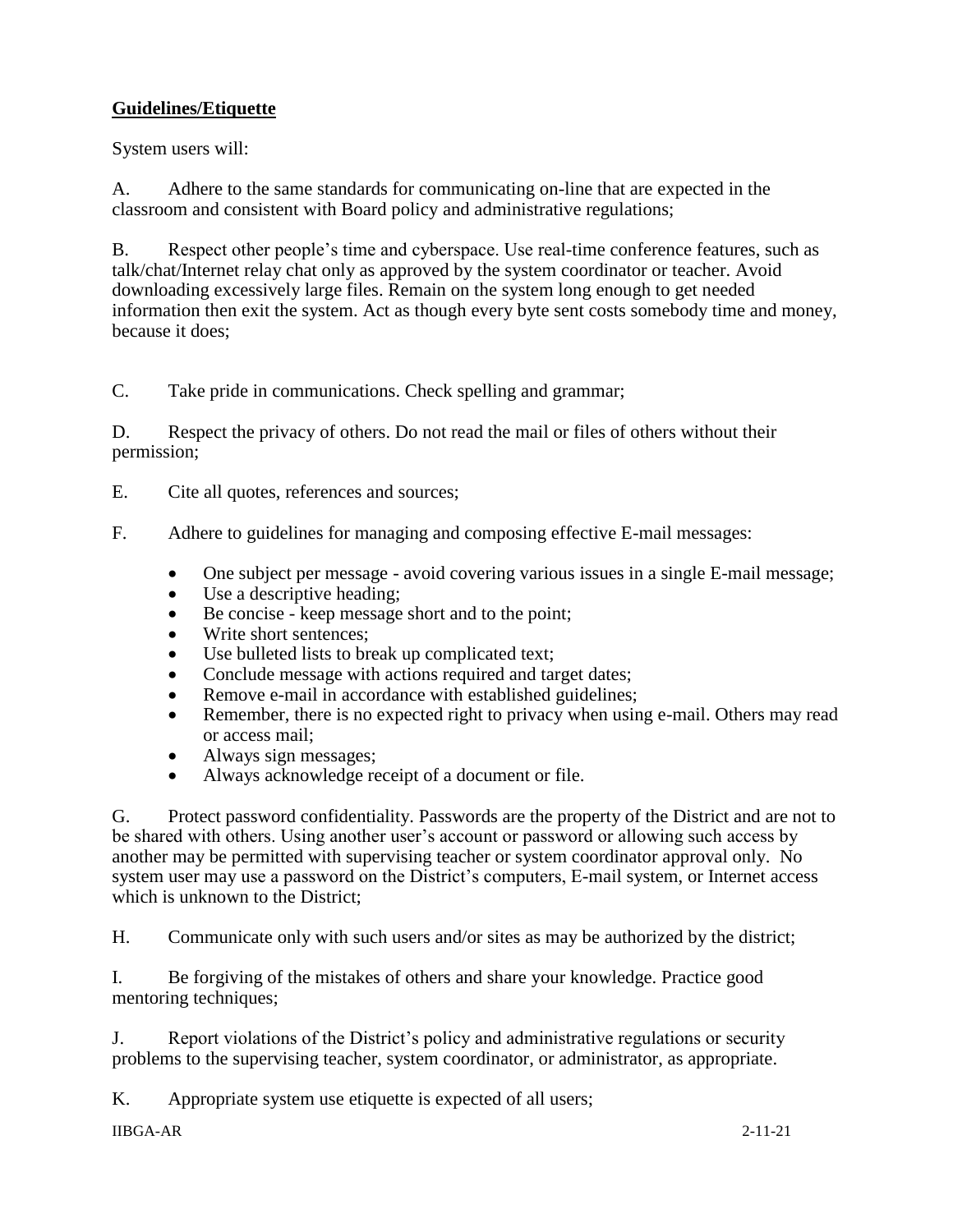**Guidelines/Etiquette**

System users will:

A. Adhere to the same standards for communicating on-line that are expected in the classroom and consistent with Board policy and administrative regulations;

B. Respect other people's time and cyberspace. Use real-time conference features, such as talk/chat/Internet relay chat only as approved by the system coordinator or teacher. Avoid downloading excessively large files. Remain on the system long enough to get needed information then exit the system. Act as though every byte sent costs somebody time and money, because it does;

C. Take pride in communications. Check spelling and grammar;

D. Respect the privacy of others. Do not read the mail or files of others without their permission;

E. Cite all quotes, references and sources;

F. Adhere to guidelines for managing and composing effective E-mail messages:

- One subject per message - avoid covering various issues in a single E-mail message;
- Use a descriptive heading;
- Be concise - keep message short and to the point;
- Write short sentences;
- Use bulleted lists to break up complicated text;
- Conclude message with actions required and target dates;
- Remove e-mail in accordance with established guidelines;
- Remember, there is no expected right to privacy when using e-mail. Others may read or access mail;
- Always sign messages;
- Always acknowledge receipt of a document or file.

G. Protect password confidentiality. Passwords are the property of the District and are not to be shared with others. Using another user's account or password or allowing such access by another may be permitted with supervising teacher or system coordinator approval only. No system user may use a password on the District's computers, E-mail system, or Internet access which is unknown to the District;

H. Communicate only with such users and/or sites as may be authorized by the district;

I. Be forgiving of the mistakes of others and share your knowledge. Practice good mentoring techniques;

J. Report violations of the District's policy and administrative regulations or security problems to the supervising teacher, system coordinator, or administrator, as appropriate.

K. Appropriate system use etiquette is expected of all users;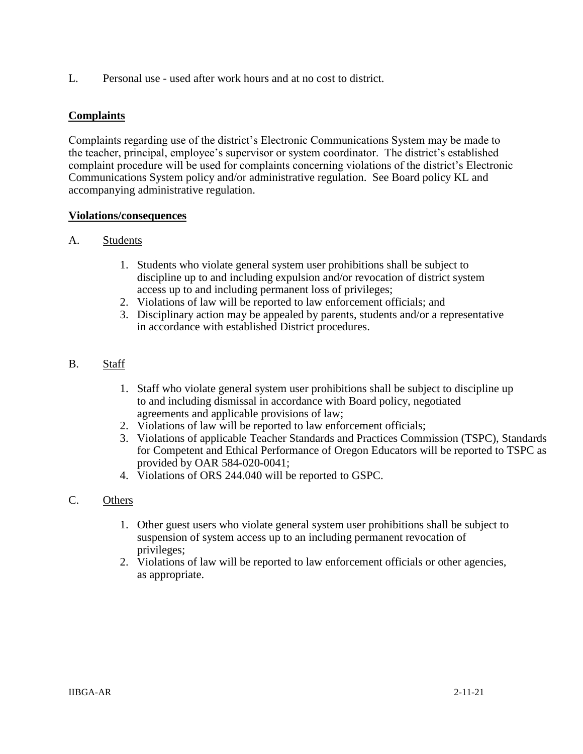L. Personal use - used after work hours and at no cost to district.

**Complaints**

Complaints regarding use of the district's Electronic Communications System may be made to the teacher, principal, employee's supervisor or system coordinator. The district's established complaint procedure will be used for complaints concerning violations of the district's Electronic Communications System policy and/or administrative regulation. See Board policy KL and accompanying administrative regulation.

**Violations/consequences**

A. Students

1. Students who violate general system user prohibitions shall be subject to discipline up to and including expulsion and/or revocation of district system access up to and including permanent loss of privileges;
2. Violations of law will be reported to law enforcement officials; and
3. Disciplinary action may be appealed by parents, students and/or a representative in accordance with established District procedures.

B. Staff

1. Staff who violate general system user prohibitions shall be subject to discipline up to and including dismissal in accordance with Board policy, negotiated agreements and applicable provisions of law;
2. Violations of law will be reported to law enforcement officials;
3. Violations of applicable Teacher Standards and Practices Commission (TSPC), Standards for Competent and Ethical Performance of Oregon Educators will be reported to TSPC as provided by OAR 584-020-0041;
4. Violations of ORS 244.040 will be reported to GSPC.

C. Others

1. Other guest users who violate general system user prohibitions shall be subject to suspension of system access up to an including permanent revocation of privileges;
2. Violations of law will be reported to law enforcement officials or other agencies, as appropriate.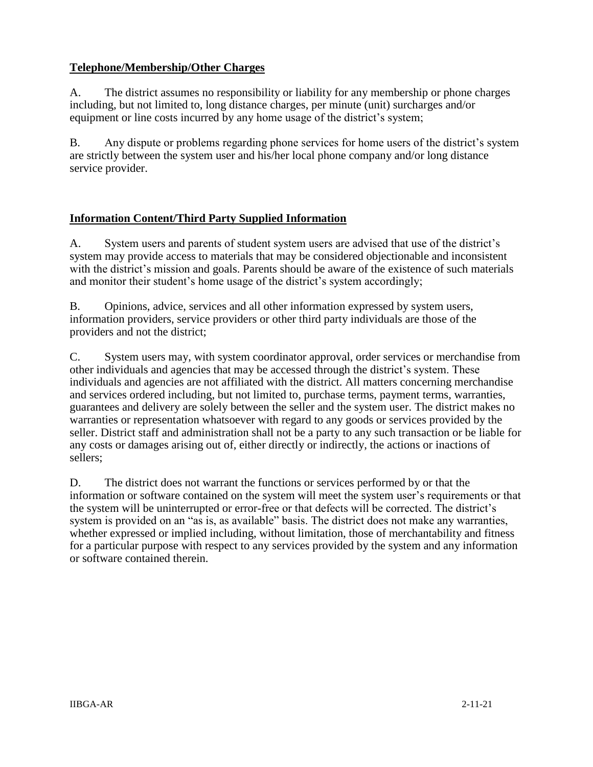**Telephone/Membership/Other Charges**

A. The district assumes no responsibility or liability for any membership or phone charges including, but not limited to, long distance charges, per minute (unit) surcharges and/or equipment or line costs incurred by any home usage of the district's system;

B. Any dispute or problems regarding phone services for home users of the district's system are strictly between the system user and his/her local phone company and/or long distance service provider.

**Information Content/Third Party Supplied Information**

A. System users and parents of student system users are advised that use of the district's system may provide access to materials that may be considered objectionable and inconsistent with the district's mission and goals. Parents should be aware of the existence of such materials and monitor their student's home usage of the district's system accordingly;

B. Opinions, advice, services and all other information expressed by system users, information providers, service providers or other third party individuals are those of the providers and not the district;

C. System users may, with system coordinator approval, order services or merchandise from other individuals and agencies that may be accessed through the district's system. These individuals and agencies are not affiliated with the district. All matters concerning merchandise and services ordered including, but not limited to, purchase terms, payment terms, warranties, guarantees and delivery are solely between the seller and the system user. The district makes no warranties or representation whatsoever with regard to any goods or services provided by the seller. District staff and administration shall not be a party to any such transaction or be liable for any costs or damages arising out of, either directly or indirectly, the actions or inactions of sellers;

D. The district does not warrant the functions or services performed by or that the information or software contained on the system will meet the system user's requirements or that the system will be uninterrupted or error-free or that defects will be corrected. The district's system is provided on an "as is, as available" basis. The district does not make any warranties, whether expressed or implied including, without limitation, those of merchantability and fitness for a particular purpose with respect to any services provided by the system and any information or software contained therein.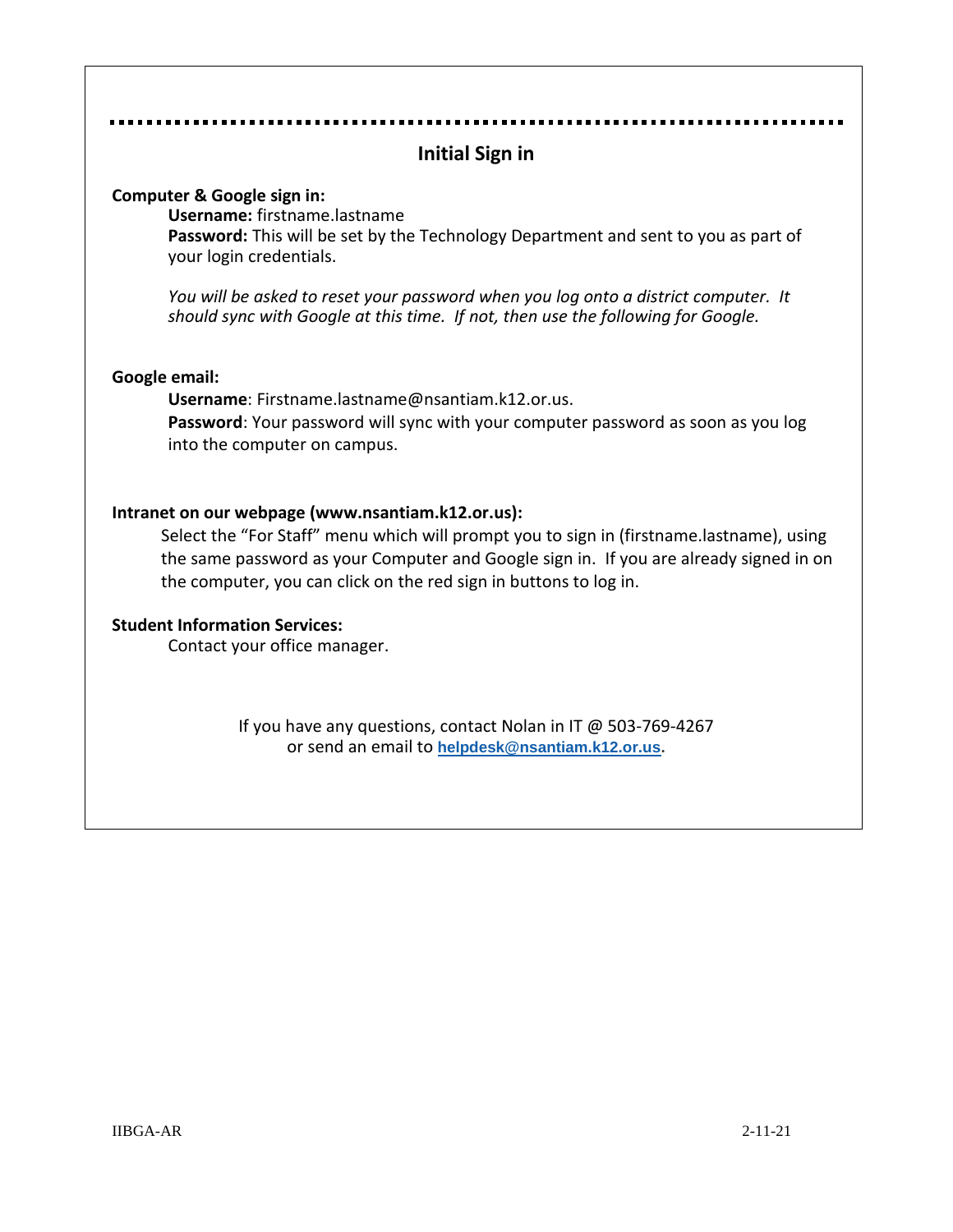## Initial Sign in

**Computer & Google sign in:**

**Username:** firstname.lastname

**Password:** This will be set by the Technology Department and sent to you as part of your login credentials.

*You will be asked to reset your password when you log onto a district computer. It should sync with Google at this time. If not, then use the following for Google.*

**Google email:**

**Username**: Firstname.lastname@nsantiam.k12.or.us.

**Password**: Your password will sync with your computer password as soon as you log into the computer on campus.

**Intranet on our webpage (www.nsantiam.k12.or.us):**

Select the "For Staff" menu which will prompt you to sign in (firstname.lastname), using the same password as your Computer and Google sign in. If you are already signed in on the computer, you can click on the red sign in buttons to log in.

**Student Information Services:**

Contact your office manager.

If you have any questions, contact Nolan in IT @ 503-769-4267
or send an email to **helpdesk@nsantiam.k12.or.us**.

IIBGA-AR 2-11-21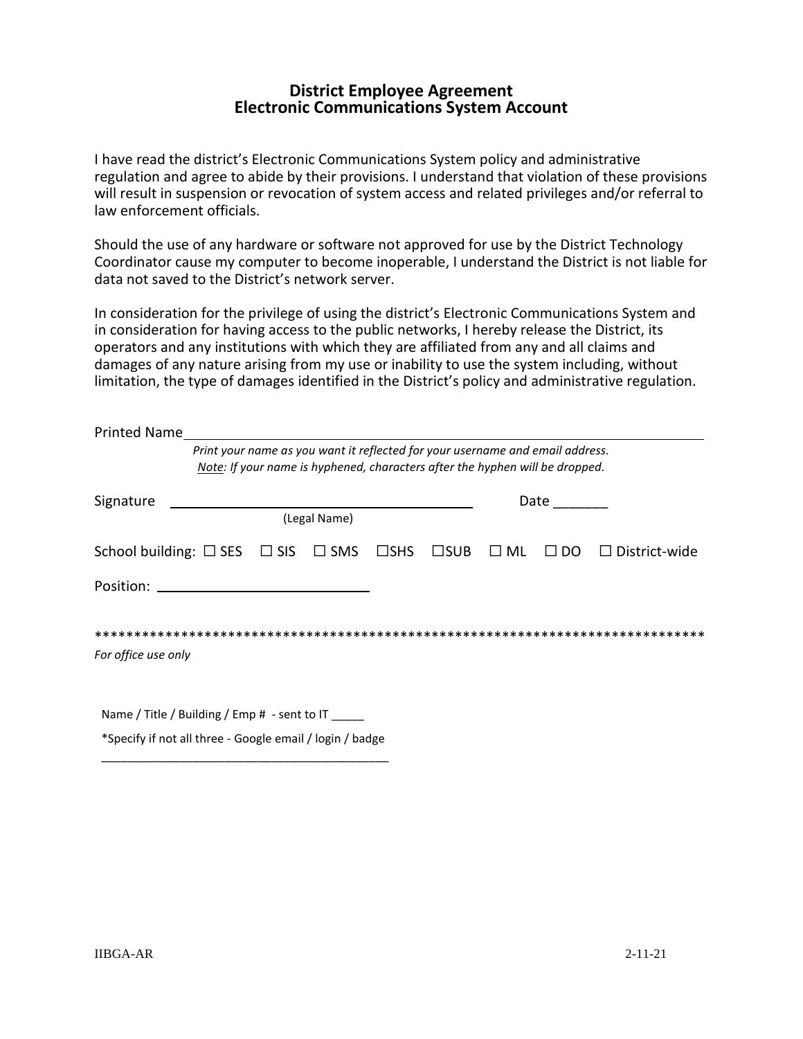# District Employee Agreement
# Electronic Communications System Account

I have read the district's Electronic Communications System policy and administrative regulation and agree to abide by their provisions. I understand that violation of these provisions will result in suspension or revocation of system access and related privileges and/or referral to law enforcement officials.

Should the use of any hardware or software not approved for use by the District Technology Coordinator cause my computer to become inoperable, I understand the District is not liable for data not saved to the District's network server.

In consideration for the privilege of using the district's Electronic Communications System and in consideration for having access to the public networks, I hereby release the District, its operators and any institutions with which they are affiliated from any and all claims and damages of any nature arising from my use or inability to use the system including, without limitation, the type of damages identified in the District's policy and administrative regulation.

Printed Name ______________________________________________

*Print your name as you want it reflected for your username and email address.*
*Note: If your name is hyphened, characters after the hyphen will be dropped.*

Signature ______________________________ Date _______
(Legal Name)

School building: ☐ SES ☐ SIS ☐ SMS ☐SHS ☐SUB ☐ ML ☐ DO ☐ District-wide

Position: ___________________________

*****************************************************************************

*For office use only*

Name / Title / Building / Emp # - sent to IT _____

*Specify if not all three - Google email / login / badge

_____________________________________________

IIBGA-AR 2-11-21